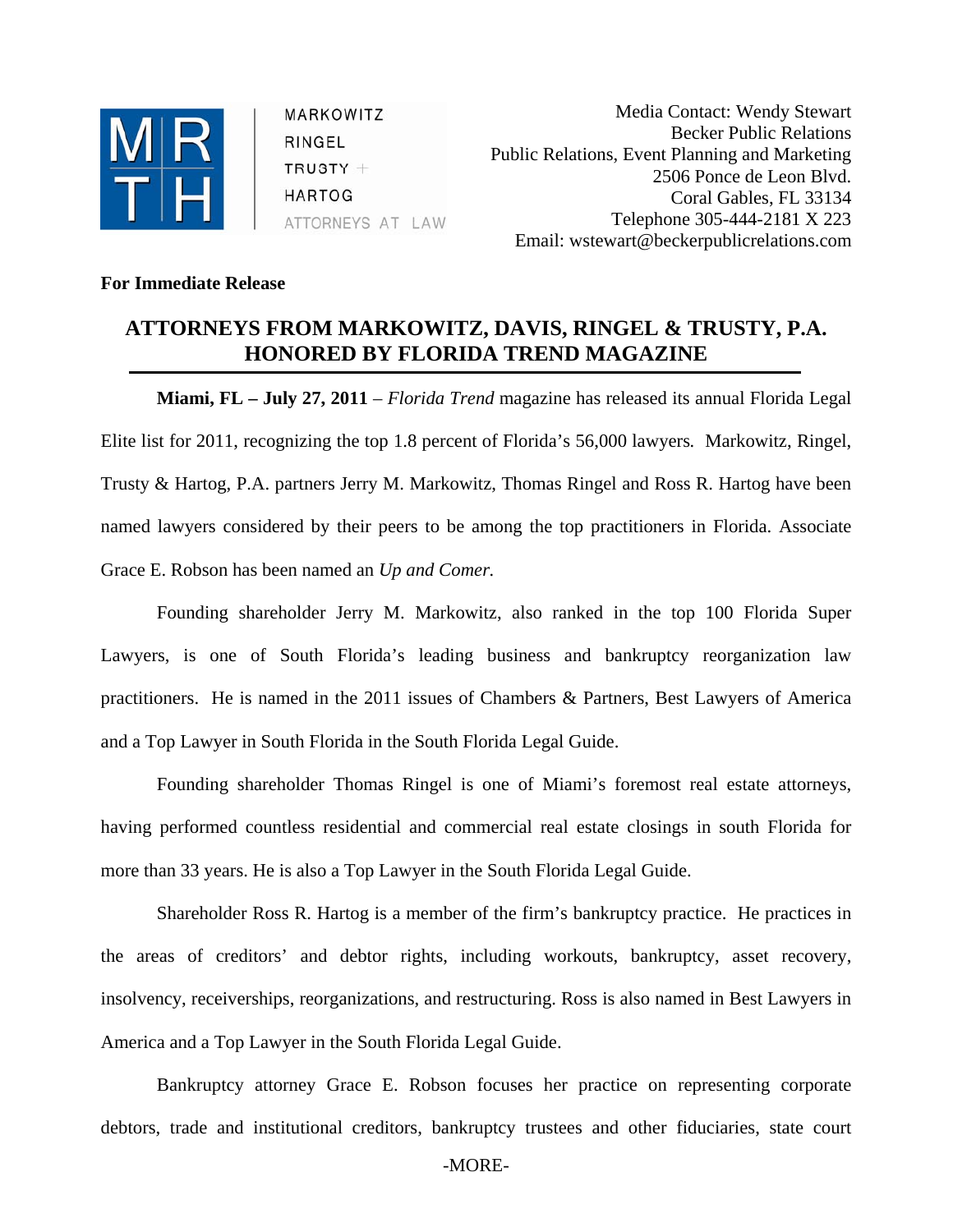MARKOWITZ
RINGEL
TRUSTY +
HARTOG
ATTORNEYS AT LAW

Media Contact: Wendy Stewart
Becker Public Relations
Public Relations, Event Planning and Marketing
2506 Ponce de Leon Blvd.
Coral Gables, FL 33134
Telephone 305-444-2181 X 223
Email: wstewart@beckerpublicrelations.com

**For Immediate Release**

## ATTORNEYS FROM MARKOWITZ, DAVIS, RINGEL & TRUSTY, P.A. HONORED BY FLORIDA TREND MAGAZINE

**Miami, FL – July 27, 2011** – *Florida Trend* magazine has released its annual Florida Legal Elite list for 2011, recognizing the top 1.8 percent of Florida's 56,000 lawyers. Markowitz, Ringel, Trusty & Hartog, P.A. partners Jerry M. Markowitz, Thomas Ringel and Ross R. Hartog have been named lawyers considered by their peers to be among the top practitioners in Florida. Associate Grace E. Robson has been named an *Up and Comer.*

Founding shareholder Jerry M. Markowitz, also ranked in the top 100 Florida Super Lawyers, is one of South Florida's leading business and bankruptcy reorganization law practitioners. He is named in the 2011 issues of Chambers & Partners, Best Lawyers of America and a Top Lawyer in South Florida in the South Florida Legal Guide.

Founding shareholder Thomas Ringel is one of Miami's foremost real estate attorneys, having performed countless residential and commercial real estate closings in south Florida for more than 33 years. He is also a Top Lawyer in the South Florida Legal Guide.

Shareholder Ross R. Hartog is a member of the firm's bankruptcy practice. He practices in the areas of creditors' and debtor rights, including workouts, bankruptcy, asset recovery, insolvency, receiverships, reorganizations, and restructuring. Ross is also named in Best Lawyers in America and a Top Lawyer in the South Florida Legal Guide.

Bankruptcy attorney Grace E. Robson focuses her practice on representing corporate debtors, trade and institutional creditors, bankruptcy trustees and other fiduciaries, state court

-MORE-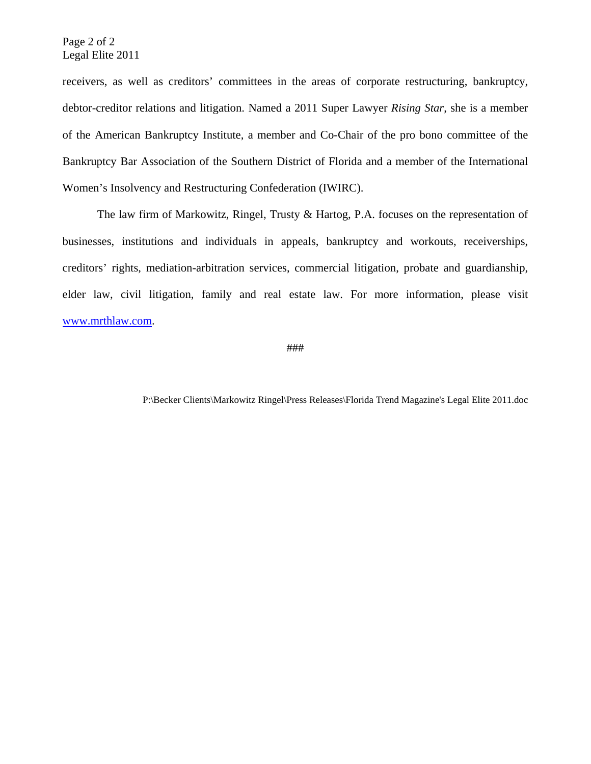receivers, as well as creditors' committees in the areas of corporate restructuring, bankruptcy, debtor-creditor relations and litigation. Named a 2011 Super Lawyer *Rising Star*, she is a member of the American Bankruptcy Institute, a member and Co-Chair of the pro bono committee of the Bankruptcy Bar Association of the Southern District of Florida and a member of the International Women's Insolvency and Restructuring Confederation (IWIRC).

The law firm of Markowitz, Ringel, Trusty & Hartog, P.A. focuses on the representation of businesses, institutions and individuals in appeals, bankruptcy and workouts, receiverships, creditors' rights, mediation-arbitration services, commercial litigation, probate and guardianship, elder law, civil litigation, family and real estate law. For more information, please visit [www.mrthlaw.com](http://www.mrthlaw.com).

###

P:\Becker Clients\Markowitz Ringel\Press Releases\Florida Trend Magazine's Legal Elite 2011.doc